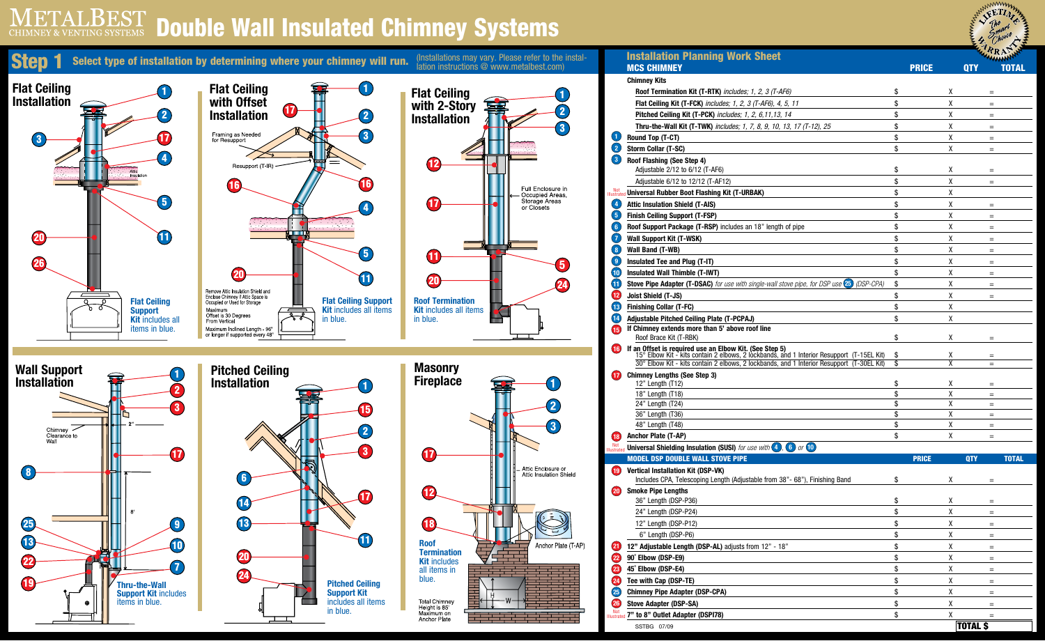# METALBEST CHIMNEY & VENTING SYSTEMS — Double Wall Insulated Chimney Systems

## Step 1 Select type of installation by determining where your chimney will run.

(Installations may vary. Please refer to the installation instructions @ www.metalbest.com)

### Flat Ceiling Installation

Attic Insulation

**Flat Ceiling Support Kit** includes all items in blue.

### Flat Ceiling with Offset Installation

Framing as Needed for Resupport

Resupport (T-IR)

Remove Attic Insulation Shield and Enclose Chimney If Attic Space is Occupied or Used for Storage

Maximum Offset is 30 Degrees From Vertical

Maximum Inclined Length - 96" or longer if supported every 48"

**Flat Ceiling Support Kit** includes all items in blue.

### Flat Ceiling with 2-Story Installation

Full Enclosure in Occupied Areas, Storage Areas or Closets

**Roof Termination Kit** includes all items in blue.

### Wall Support Installation

Chimney Clearance to Wall

2"

8'

**Thru-the-Wall Support Kit** includes items in blue.

### Pitched Ceiling Installation

**Pitched Ceiling Support Kit** includes all items in blue.

### Masonry Fireplace

Attic Enclosure or Attic Insulation Shield

Anchor Plate (T-AP)

**Roof Termination Kit** includes all items in blue.

Total Chimney Height is 85' Maximum on Anchor Plate

## Installation Planning Work Sheet

| # | MCS CHIMNEY | PRICE | QTY | TOTAL |
|---|---|---|---|---|
| | **Chimney Kits** | | | |
| | Roof Termination Kit (T-RTK) *includes; 1, 2, 3 (T-AF6)* | $ | X | = |
| | Flat Ceiling Kit (T-FCK) *includes; 1, 2, 3 (T-AF6), 4, 5, 11* | $ | X | = |
| | Pitched Ceiling Kit (T-PCK) *includes; 1, 2, 6,11,13, 14* | $ | X | = |
| | Thru-the-Wall Kit (T-TWK) *includes; 1, 7, 8, 9, 10, 13, 17 (T-12), 25* | $ | X | = |
| 1 | **Round Top (T-CT)** | $ | X | = |
| 2 | **Storm Collar (T-SC)** | $ | X | = |
| 3 | **Roof Flashing (See Step 4)** | | | |
| | Adjustable 2/12 to 6/12 (T-AF6) | $ | X | = |
| | Adjustable 6/12 to 12/12 (T-AF12) | $ | X | = |
| Not Illustrated | **Universal Rubber Boot Flashing Kit (T-URBAK)** | $ | X | |
| 4 | **Attic Insulation Shield (T-AIS)** | $ | X | = |
| 5 | **Finish Ceiling Support (T-FSP)** | $ | X | = |
| 6 | **Roof Support Package (T-RSP)** includes an 18" length of pipe | $ | X | = |
| 7 | **Wall Support Kit (T-WSK)** | $ | X | = |
| 8 | **Wall Band (T-WB)** | $ | X | = |
| 9 | **Insulated Tee and Plug (T-IT)** | $ | X | = |
| 10 | **Insulated Wall Thimble (T-IWT)** | $ | X | = |
| 11 | **Stove Pipe Adapter (T-DSAC)** *for use with single-wall stove pipe, for DSP use 25 (DSP-CPA)* | $ | X | = |
| 12 | **Joist Shield (T-JS)** | $ | X | = |
| 13 | **Finishing Collar (T-FC)** | $ | X | |
| 14 | **Adjustable Pitched Ceiling Plate (T-PCPAJ)** | $ | X | |
| 15 | **If Chimney extends more than 5' above roof line** | | | |
| | Roof Brace Kit (T-RBK) | $ | X | = |
| 16 | **If an Offset is required use an Elbow Kit. (See Step 5)** | | | |
| | 15° Elbow Kit - kits contain 2 elbows, 2 lockbands, and 1 Interior Resupport (T-15EL Kit) | $ | X | = |
| | 30° Elbow Kit - kits contain 2 elbows, 2 lockbands, and 1 Interior Resupport (T-30EL Kit) | $ | X | = |
| 17 | **Chimney Lengths (See Step 3)** | | | |
| | 12" Length (T12) | $ | X | = |
| | 18" Length (T18) | $ | X | = |
| | 24" Length (T24) | $ | X | = |
| | 36" Length (T36) | $ | X | = |
| | 48" Length (T48) | $ | X | = |
| 18 | **Anchor Plate (T-AP)** | $ | X | = |
| Not Illustrated | **Universal Shielding Insulation (SUSI)** *for use with 4, 6 or 10* | | | |
| | **MODEL DSP DOUBLE WALL STOVE PIPE** | **PRICE** | **QTY** | **TOTAL** |
| 19 | **Vertical Installation Kit (DSP-VK)** | | | |
| | Includes CPA, Telescoping Length (Adjustable from 38"- 68"), Finishing Band | $ | X | = |
| 20 | **Smoke Pipe Lengths** | | | |
| | 36" Length (DSP-P36) | $ | X | = |
| | 24" Length (DSP-P24) | $ | X | = |
| | 12" Length (DSP-P12) | $ | X | = |
| | 6" Length (DSP-P6) | $ | X | = |
| 21 | **12" Adjustable Length (DSP-AL)** adjusts from 12" - 18" | $ | X | = |
| 22 | **90° Elbow (DSP-E9)** | $ | X | = |
| 23 | **45° Elbow (DSP-E4)** | $ | X | = |
| 24 | **Tee with Cap (DSP-TE)** | $ | X | = |
| 25 | **Chimney Pipe Adapter (DSP-CPA)** | $ | X | = |
| 26 | **Stove Adapter (DSP-SA)** | $ | X | = |
| Not Illustrated | **7" to 8" Outlet Adapter (DSPI78)** | $ | X | = |
| | | | | **TOTAL $** |

SSTBG 07/09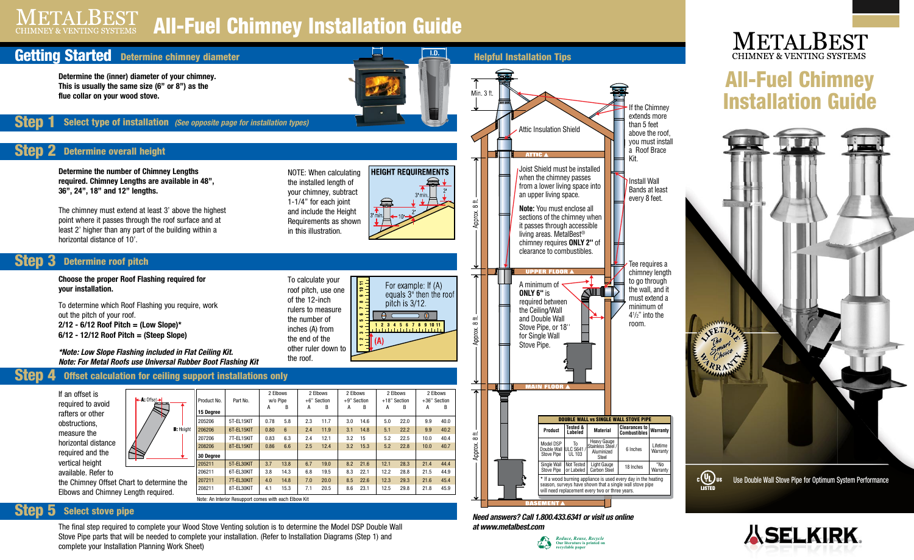# METALBEST CHIMNEY & VENTING SYSTEMS — All-Fuel Chimney Installation Guide

## Getting Started — Determine chimney diameter

**Determine the (inner) diameter of your chimney. This is usually the same size (6" or 8") as the flue collar on your wood stove.**

I.D.

## Step 1 — Select type of installation *(See opposite page for installation types)*

## Step 2 — Determine overall height

**Determine the number of Chimney Lengths required. Chimney Lengths are available in 48", 36", 24", 18" and 12" lengths.**

The chimney must extend at least 3' above the highest point where it passes through the roof surface and at least 2' higher than any part of the building within a horizontal distance of 10'.

NOTE: When calculating the installed length of your chimney, subtract 1-1/4" for each joint and include the Height Requirements as shown in this illustration.

HEIGHT REQUIREMENTS

3' min.
2'
3' min.
2'
10'

## Step 3 — Determine roof pitch

**Choose the proper Roof Flashing required for your installation.**

To determine which Roof Flashing you require, work out the pitch of your roof.

**2/12 - 6/12 Roof Pitch = (Low Slope)***
**6/12 - 12/12 Roof Pitch = (Steep Slope)**

***Note: Low Slope Flashing included in Flat Ceiling Kit.***
***Note: For Metal Roofs use Universal Rubber Boot Flashing Kit***

To calculate your roof pitch, use one of the 12-inch rulers to measure the number of inches (A) from the end of the other ruler down to the roof.

For example: If (A) equals 3" then the roof pitch is 3/12.

(A)

## Step 4 — Offset calculation for ceiling support installations only

If an offset is required to avoid rafters or other obstructions, measure the horizontal distance required and the vertical height available. Refer to the Chimney Offset Chart to determine the Elbows and Chimney Length required.

A: Offset
B: Height

| Product No. | Part No. | 2 Elbows w/o Pipe A | B | 2 Elbows +6" Section A | B | 2 Elbows +9" Section A | B | 2 Elbows +18" Section A | B | 2 Elbows +36" Section A | B |
|---|---|---|---|---|---|---|---|---|---|---|---|
| **15 Degree** | | | | | | | | | | | |
| 205206 | 5T-EL15KIT | 0.78 | 5.8 | 2.3 | 11.7 | 3.0 | 14.6 | 5.0 | 22.0 | 9.9 | 40.0 |
| 206206 | 6T-EL15KIT | 0.80 | 6 | 2.4 | 11.9 | 3.1 | 14.8 | 5.1 | 22.2 | 9.9 | 40.2 |
| 207206 | 7T-EL15KIT | 0.83 | 6.3 | 2.4 | 12.1 | 3.2 | 15 | 5.2 | 22.5 | 10.0 | 40.4 |
| 208206 | 8T-EL15KIT | 0.86 | 6.6 | 2.5 | 12.4 | 3.2 | 15.3 | 5.2 | 22.8 | 10.0 | 40.7 |
| **30 Degree** | | | | | | | | | | | |
| 205211 | 5T-EL30KIT | 3.7 | 13.8 | 6.7 | 19.0 | 8.2 | 21.6 | 12.1 | 28.3 | 21.4 | 44.4 |
| 206211 | 6T-EL30KIT | 3.8 | 14.3 | 6.8 | 19.5 | 8.3 | 22.1 | 12.2 | 28.8 | 21.5 | 44.9 |
| 207211 | 7T-EL30KIT | 4.0 | 14.8 | 7.0 | 20.0 | 8.5 | 22.6 | 12.3 | 29.3 | 21.6 | 45.4 |
| 208211 | 8T-EL30KIT | 4.1 | 15.3 | 7.1 | 20.5 | 8.6 | 23.1 | 12.5 | 29.8 | 21.8 | 45.9 |

Note: An Interior Resupport comes with each Elbow Kit

## Step 5 — Select stove pipe

The final step required to complete your Wood Stove Venting solution is to determine the Model DSP Double Wall Stove Pipe parts that will be needed to complete your Installation Planning Work Sheet)

## Helpful Installation Tips

Min. 3 ft.

Attic Insulation Shield

ATTIC

If the Chimney extends more than 5 feet above the roof, you must install a Roof Brace Kit.

Joist Shield must be installed when the chimney passes from a lower living space into an upper living space.

**Note:** You must enclose all sections of the chimney when it passes through accessible living areas. MetalBest® chimney requires **ONLY 2"** of clearance to combustibles.

Install Wall Bands at least every 8 feet.

Approx. 8 ft.

UPPER FLOOR

A minimum of **ONLY 6"** is required between the Ceiling/Wall and Double Wall Stove Pipe, or 18" for Single Wall Stove Pipe.

Tee requires a chimney length to go through the wall, and it must extend a minimum of 4½" into the room.

Approx. 8 ft.

MAIN FLOOR

Approx. 8 ft.

BASEMENT

**DOUBLE WALL vs SINGLE WALL STOVE PIPE**

| Product | Tested & Labeled | Material | Clearances to Combustibles | Warranty |
|---|---|---|---|---|
| Model DSP Double Wall Stove Pipe | To ULC S641 / UL 103 | Heavy Gauge Stainless Steel / Aluminized Steel | 6 Inches | Lifetime Warranty |
| Single Wall Stove Pipe | Not Tested or Labeled | Light Gauge Carbon Steel | 18 Inches | *No Warranty |

* If a wood burning appliance is used every day in the heating season, surveys have shown that a single wall stove pipe will need replacement every two or three years.

***Need answers? Call 1.800.433.6341 or visit us online at www.metalbest.com***

Reduce, Reuse, Recycle — Our literature is printed on recyclable paper

# METALBEST CHIMNEY & VENTING SYSTEMS

# All-Fuel Chimney Installation Guide

Lifetime — The Smart Choice — Warranty

c UL us LISTED

Use Double Wall Stove Pipe for Optimum System Performance

SELKIRK